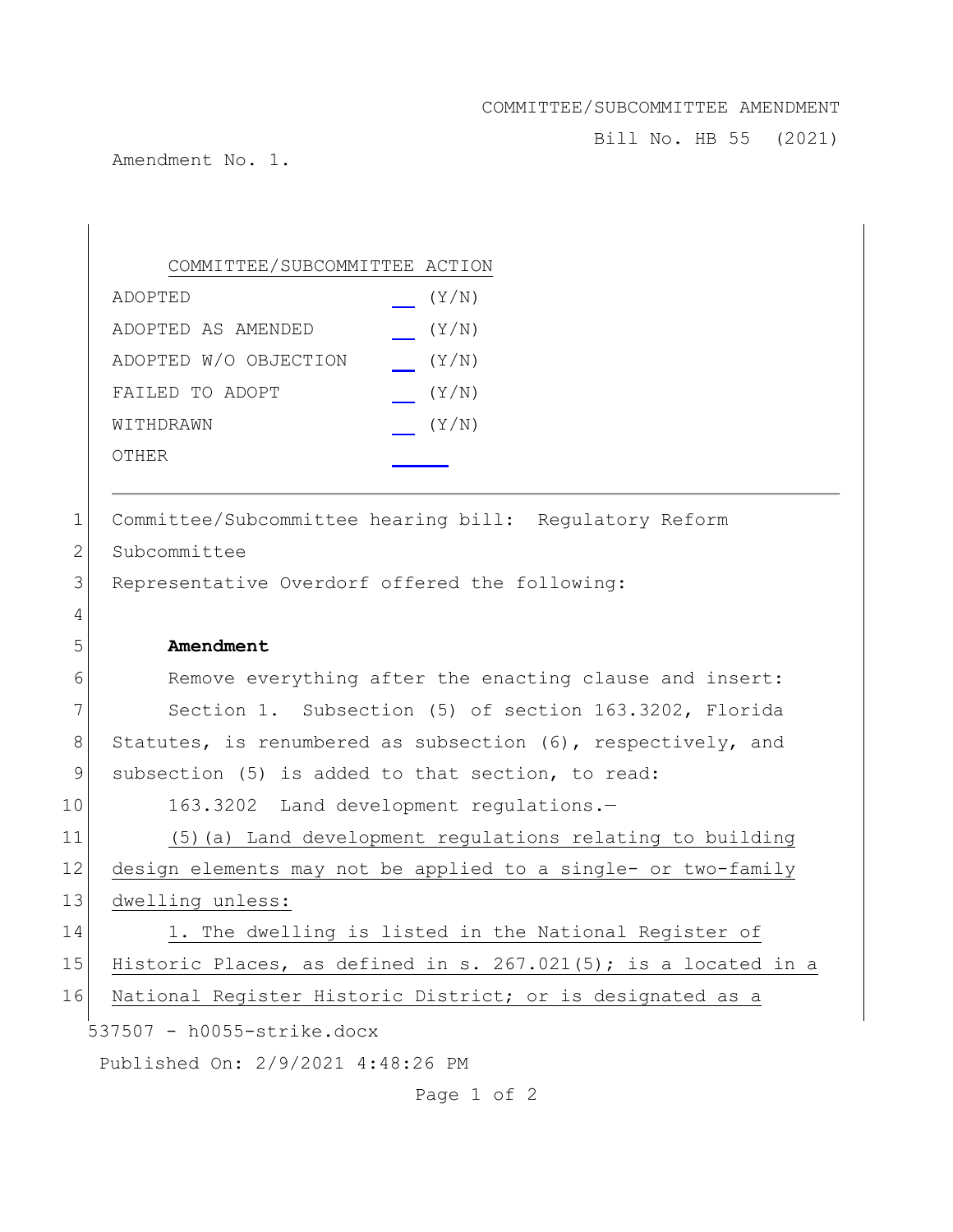COMMITTEE/SUBCOMMITTEE AMENDMENT

Bill No. HB 55 (2021)

Amendment No. 1.

COMMITTEE/SUBCOMMITTEE ACTION

| | |
|---|---|
| ADOPTED | ___ (Y/N) |
| ADOPTED AS AMENDED | ___ (Y/N) |
| ADOPTED W/O OBJECTION | ___ (Y/N) |
| FAILED TO ADOPT | ___ (Y/N) |
| WITHDRAWN | ___ (Y/N) |
| OTHER | ______ |

---

1 Committee/Subcommittee hearing bill: Regulatory Reform
2 Subcommittee
3 Representative Overdorf offered the following:
4
5 **Amendment**
6 Remove everything after the enacting clause and insert:
7 Section 1. Subsection (5) of section 163.3202, Florida
8 Statutes, is renumbered as subsection (6), respectively, and
9 subsection (5) is added to that section, to read:
10 163.3202 Land development regulations.—
11 (5)(a) Land development regulations relating to building
12 design elements may not be applied to a single- or two-family
13 dwelling unless:
14 1. The dwelling is listed in the National Register of
15 Historic Places, as defined in s. 267.021(5); is a located in a
16 National Register Historic District; or is designated as a

537507 - h0055-strike.docx

Published On: 2/9/2021 4:48:26 PM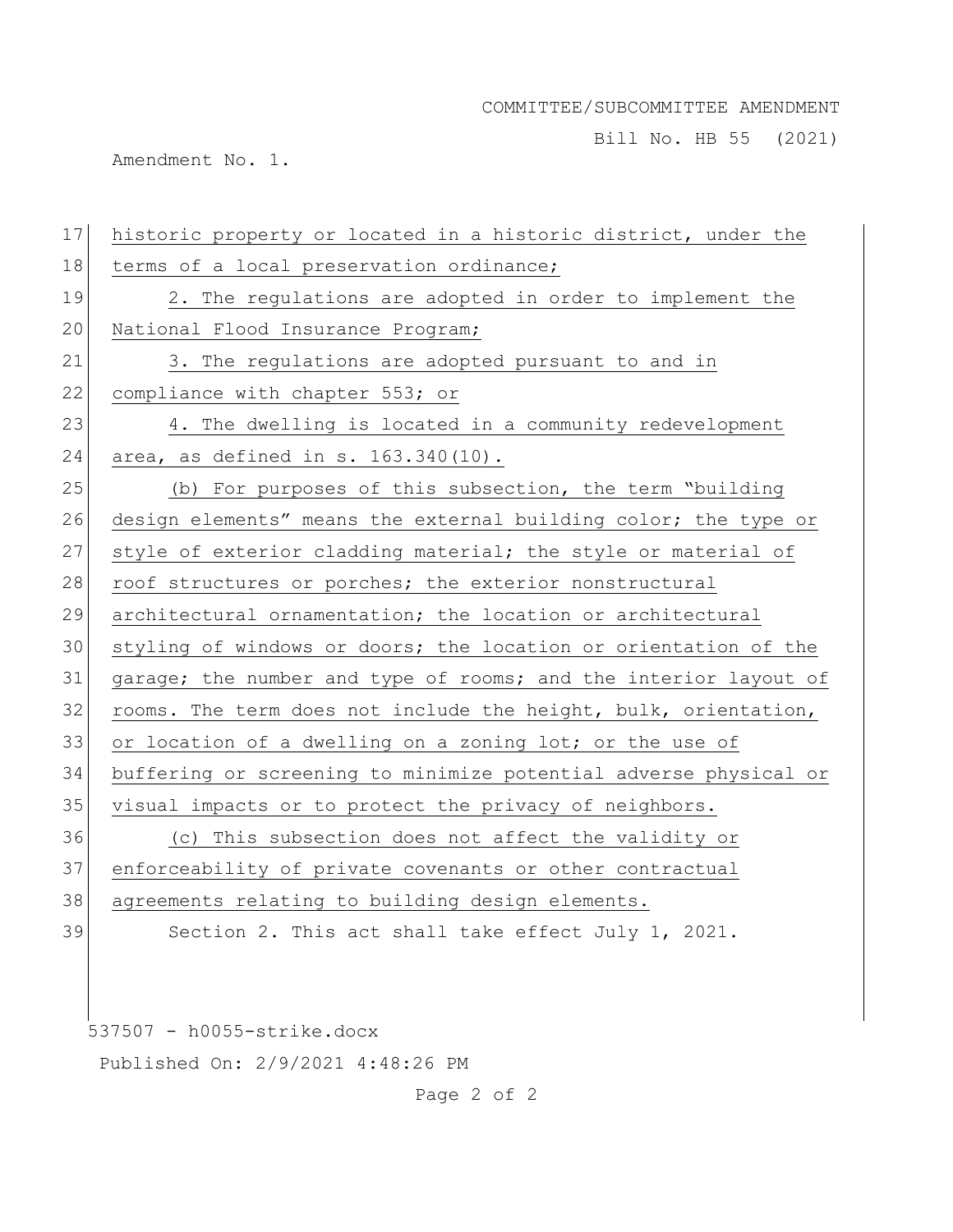historic property or located in a historic district, under the terms of a local preservation ordinance;

2. The regulations are adopted in order to implement the National Flood Insurance Program;

3. The regulations are adopted pursuant to and in compliance with chapter 553; or

4. The dwelling is located in a community redevelopment area, as defined in s. 163.340(10).

(b) For purposes of this subsection, the term "building design elements" means the external building color; the type or style of exterior cladding material; the style or material of roof structures or porches; the exterior nonstructural architectural ornamentation; the location or architectural styling of windows or doors; the location or orientation of the garage; the number and type of rooms; and the interior layout of rooms. The term does not include the height, bulk, orientation, or location of a dwelling on a zoning lot; or the use of buffering or screening to minimize potential adverse physical or visual impacts or to protect the privacy of neighbors.

(c) This subsection does not affect the validity or enforceability of private covenants or other contractual agreements relating to building design elements.

Section 2. This act shall take effect July 1, 2021.